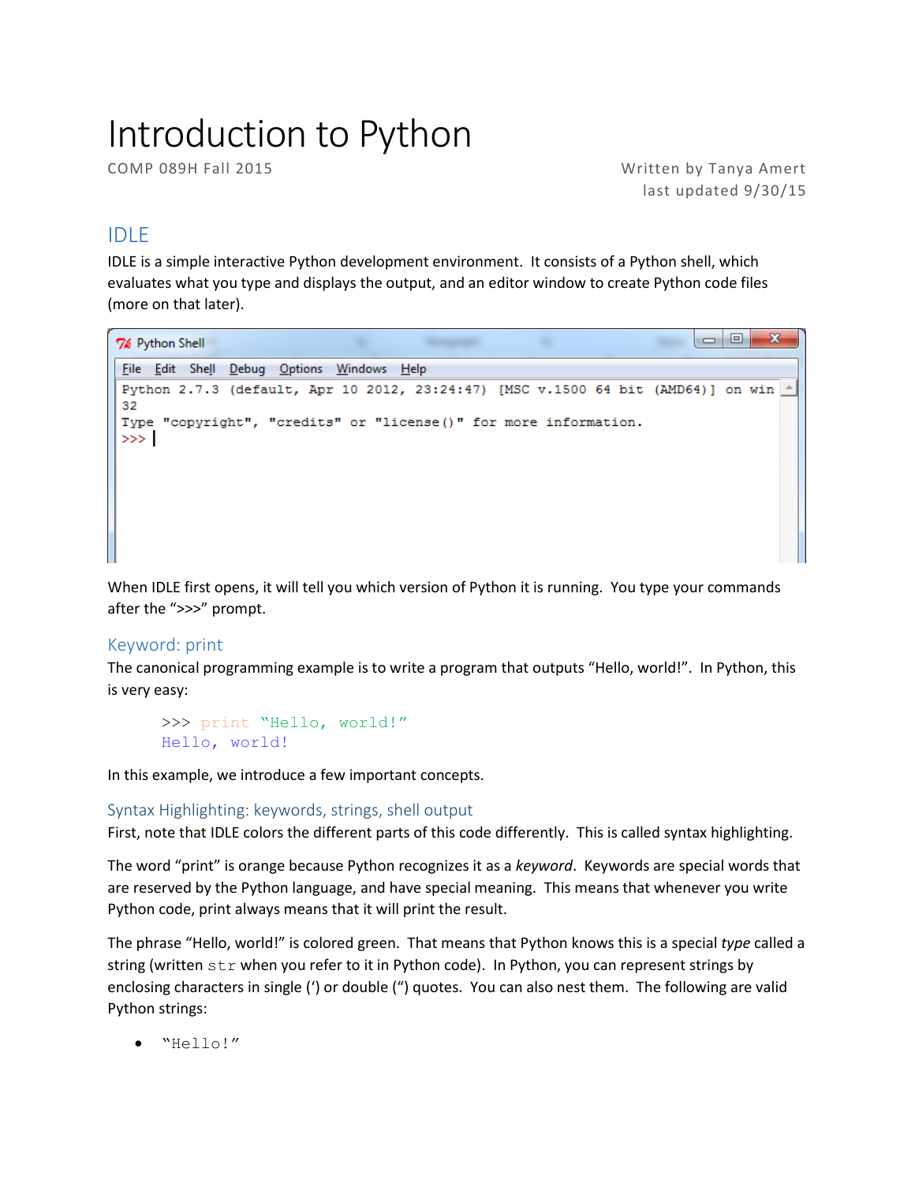# Introduction to Python

COMP 089H Fall 2015

Written by Tanya Amert
last updated 9/30/15

## IDLE

IDLE is a simple interactive Python development environment. It consists of a Python shell, which evaluates what you type and displays the output, and an editor window to create Python code files (more on that later).

```
Python Shell
File  Edit  Shell  Debug  Options  Windows  Help
Python 2.7.3 (default, Apr 10 2012, 23:24:47) [MSC v.1500 64 bit (AMD64)] on win
32
Type "copyright", "credits" or "license()" for more information.
>>> |
```

When IDLE first opens, it will tell you which version of Python it is running. You type your commands after the ">>>" prompt.

## Keyword: print

The canonical programming example is to write a program that outputs "Hello, world!". In Python, this is very easy:

```
>>> print "Hello, world!"
Hello, world!
```

In this example, we introduce a few important concepts.

### Syntax Highlighting: keywords, strings, shell output

First, note that IDLE colors the different parts of this code differently. This is called syntax highlighting.

The word "print" is orange because Python recognizes it as a *keyword*. Keywords are special words that are reserved by the Python language, and have special meaning. This means that whenever you write Python code, print always means that it will print the result.

The phrase "Hello, world!" is colored green. That means that Python knows this is a special *type* called a string (written `str` when you refer to it in Python code). In Python, you can represent strings by enclosing characters in single (') or double (") quotes. You can also nest them. The following are valid Python strings:

- `"Hello!"`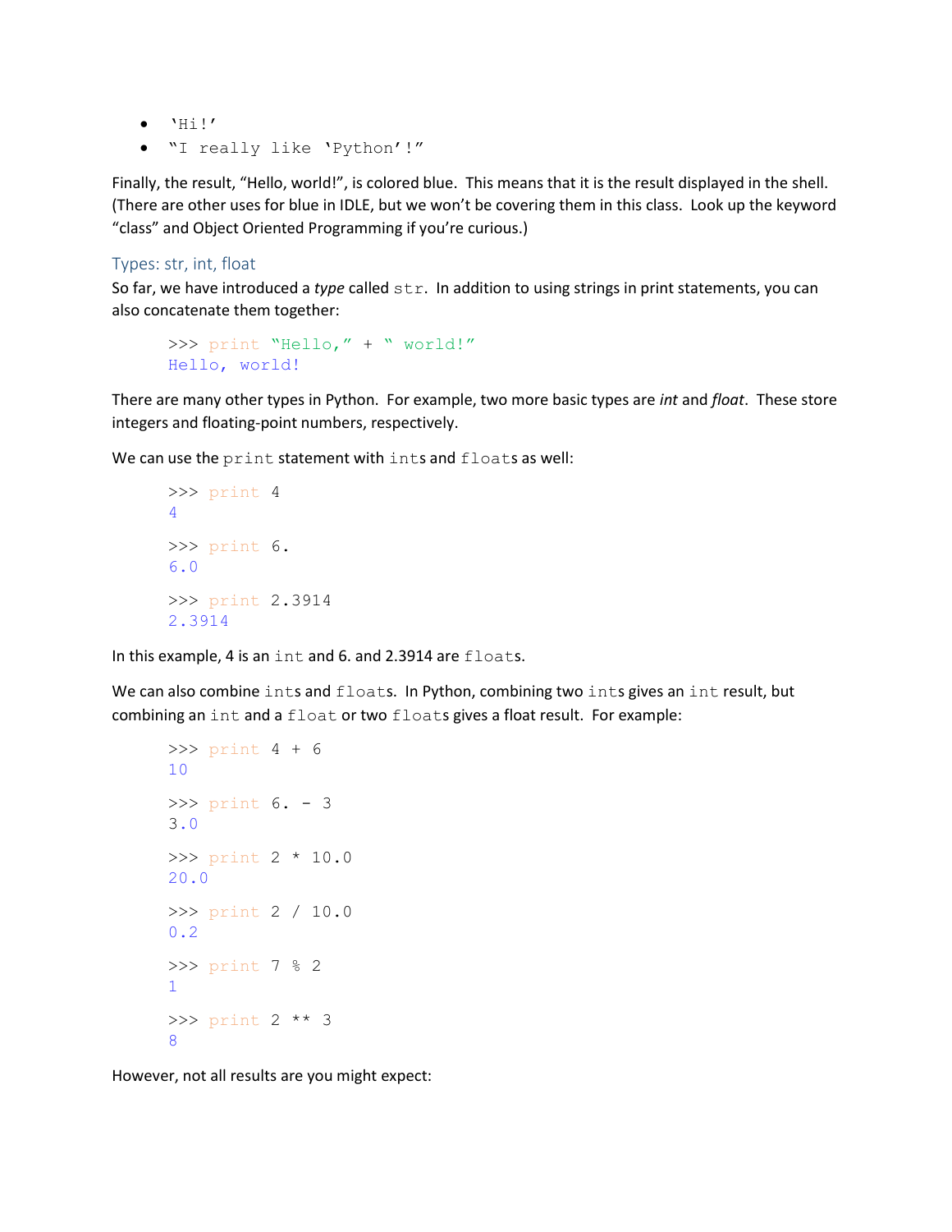- `'Hi!'`
- `"I really like 'Python'!"`

Finally, the result, "Hello, world!", is colored blue. This means that it is the result displayed in the shell. (There are other uses for blue in IDLE, but we won't be covering them in this class. Look up the keyword "class" and Object Oriented Programming if you're curious.)

## Types: str, int, float

So far, we have introduced a *type* called `str`. In addition to using strings in print statements, you can also concatenate them together:

```
>>> print "Hello," + " world!"
Hello, world!
```

There are many other types in Python. For example, two more basic types are *int* and *float*. These store integers and floating-point numbers, respectively.

We can use the `print` statement with `int`s and `float`s as well:

```
>>> print 4
4

>>> print 6.
6.0

>>> print 2.3914
2.3914
```

In this example, 4 is an `int` and 6. and 2.3914 are `float`s.

We can also combine `int`s and `float`s. In Python, combining two `int`s gives an `int` result, but combining an `int` and a `float` or two `float`s gives a float result. For example:

```
>>> print 4 + 6
10

>>> print 6. - 3
3.0

>>> print 2 * 10.0
20.0

>>> print 2 / 10.0
0.2

>>> print 7 % 2
1

>>> print 2 ** 3
8
```

However, not all results are you might expect: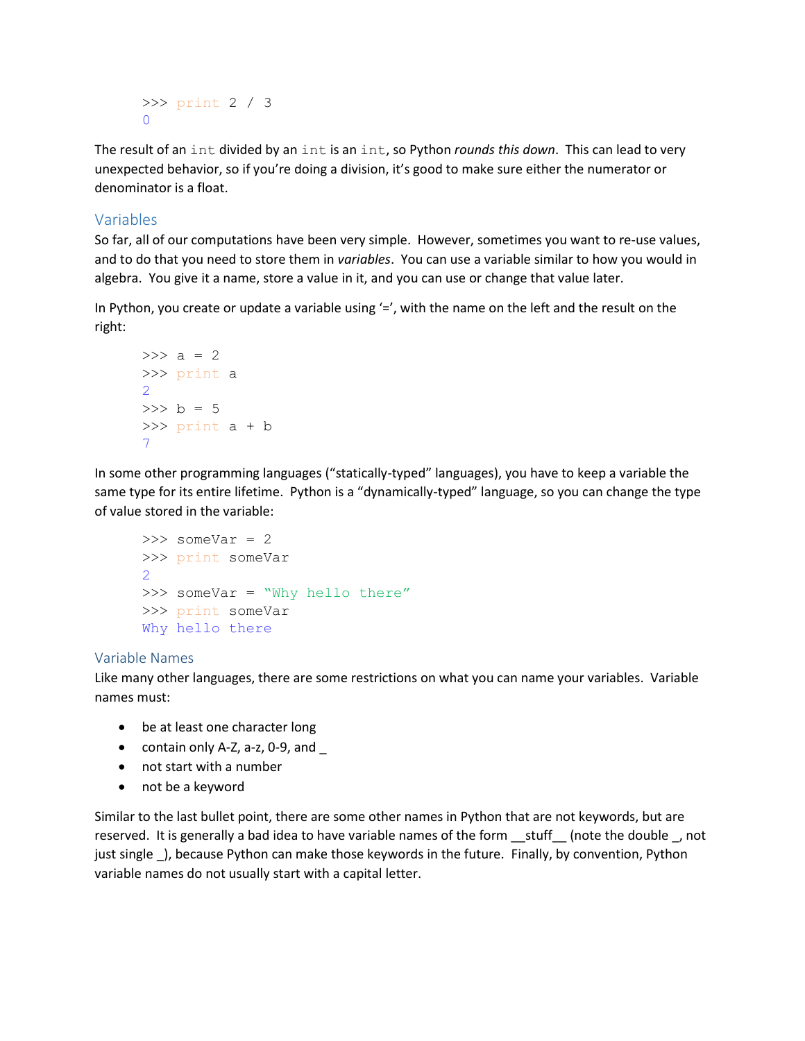```
>>> print 2 / 3
0
```

The result of an `int` divided by an `int` is an `int`, so Python *rounds this down*. This can lead to very unexpected behavior, so if you're doing a division, it's good to make sure either the numerator or denominator is a float.

## Variables

So far, all of our computations have been very simple. However, sometimes you want to re-use values, and to do that you need to store them in *variables*. You can use a variable similar to how you would in algebra. You give it a name, store a value in it, and you can use or change that value later.

In Python, you create or update a variable using '=', with the name on the left and the result on the right:

```
>>> a = 2
>>> print a
2
>>> b = 5
>>> print a + b
7
```

In some other programming languages ("statically-typed" languages), you have to keep a variable the same type for its entire lifetime. Python is a "dynamically-typed" language, so you can change the type of value stored in the variable:

```
>>> someVar = 2
>>> print someVar
2
>>> someVar = "Why hello there"
>>> print someVar
Why hello there
```

## Variable Names

Like many other languages, there are some restrictions on what you can name your variables. Variable names must:

- be at least one character long
- contain only A-Z, a-z, 0-9, and _
- not start with a number
- not be a keyword

Similar to the last bullet point, there are some other names in Python that are not keywords, but are reserved. It is generally a bad idea to have variable names of the form __stuff__ (note the double _, not just single _), because Python can make those keywords in the future. Finally, by convention, Python variable names do not usually start with a capital letter.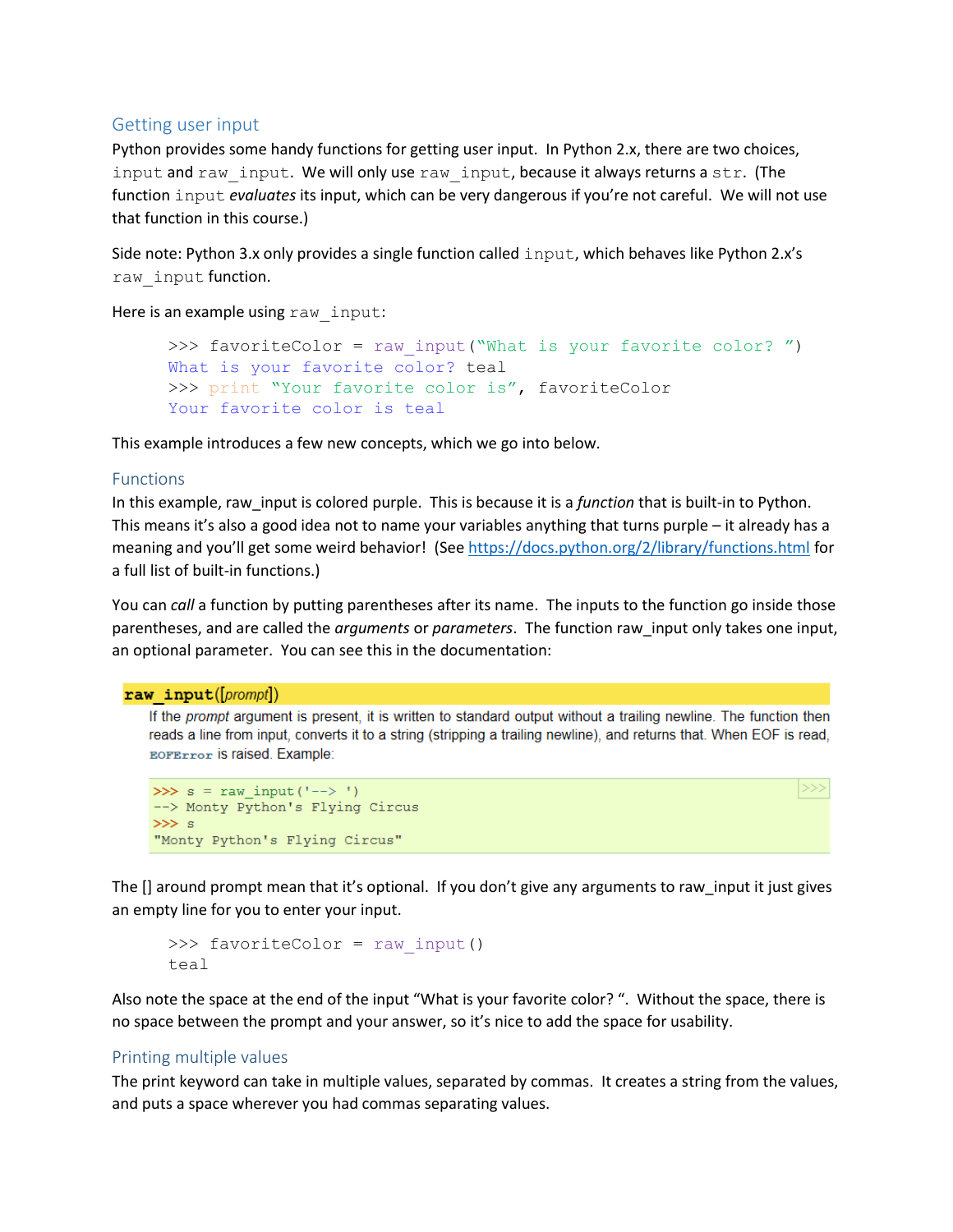## Getting user input

Python provides some handy functions for getting user input. In Python 2.x, there are two choices, `input` and `raw_input`. We will only use `raw_input`, because it always returns a `str`. (The function `input` *evaluates* its input, which can be very dangerous if you're not careful. We will not use that function in this course.)

Side note: Python 3.x only provides a single function called `input`, which behaves like Python 2.x's `raw_input` function.

Here is an example using `raw_input`:

```
>>> favoriteColor = raw_input("What is your favorite color? ")
What is your favorite color? teal
>>> print "Your favorite color is", favoriteColor
Your favorite color is teal
```

This example introduces a few new concepts, which we go into below.

## Functions

In this example, raw_input is colored purple. This is because it is a *function* that is built-in to Python. This means it's also a good idea not to name your variables anything that turns purple – it already has a meaning and you'll get some weird behavior! (See https://docs.python.org/2/library/functions.html for a full list of built-in functions.)

You can *call* a function by putting parentheses after its name. The inputs to the function go inside those parentheses, and are called the *arguments* or *parameters*. The function raw_input only takes one input, an optional parameter. You can see this in the documentation:

**raw_input**([*prompt*])

If the *prompt* argument is present, it is written to standard output without a trailing newline. The function then reads a line from input, converts it to a string (stripping a trailing newline), and returns that. When EOF is read, `EOFError` is raised. Example:

```
>>> s = raw_input('--> ')
--> Monty Python's Flying Circus
>>> s
"Monty Python's Flying Circus"
```

The [] around prompt mean that it's optional. If you don't give any arguments to raw_input it just gives an empty line for you to enter your input.

```
>>> favoriteColor = raw_input()
teal
```

Also note the space at the end of the input "What is your favorite color? ". Without the space, there is no space between the prompt and your answer, so it's nice to add the space for usability.

## Printing multiple values

The print keyword can take in multiple values, separated by commas. It creates a string from the values, and puts a space wherever you had commas separating values.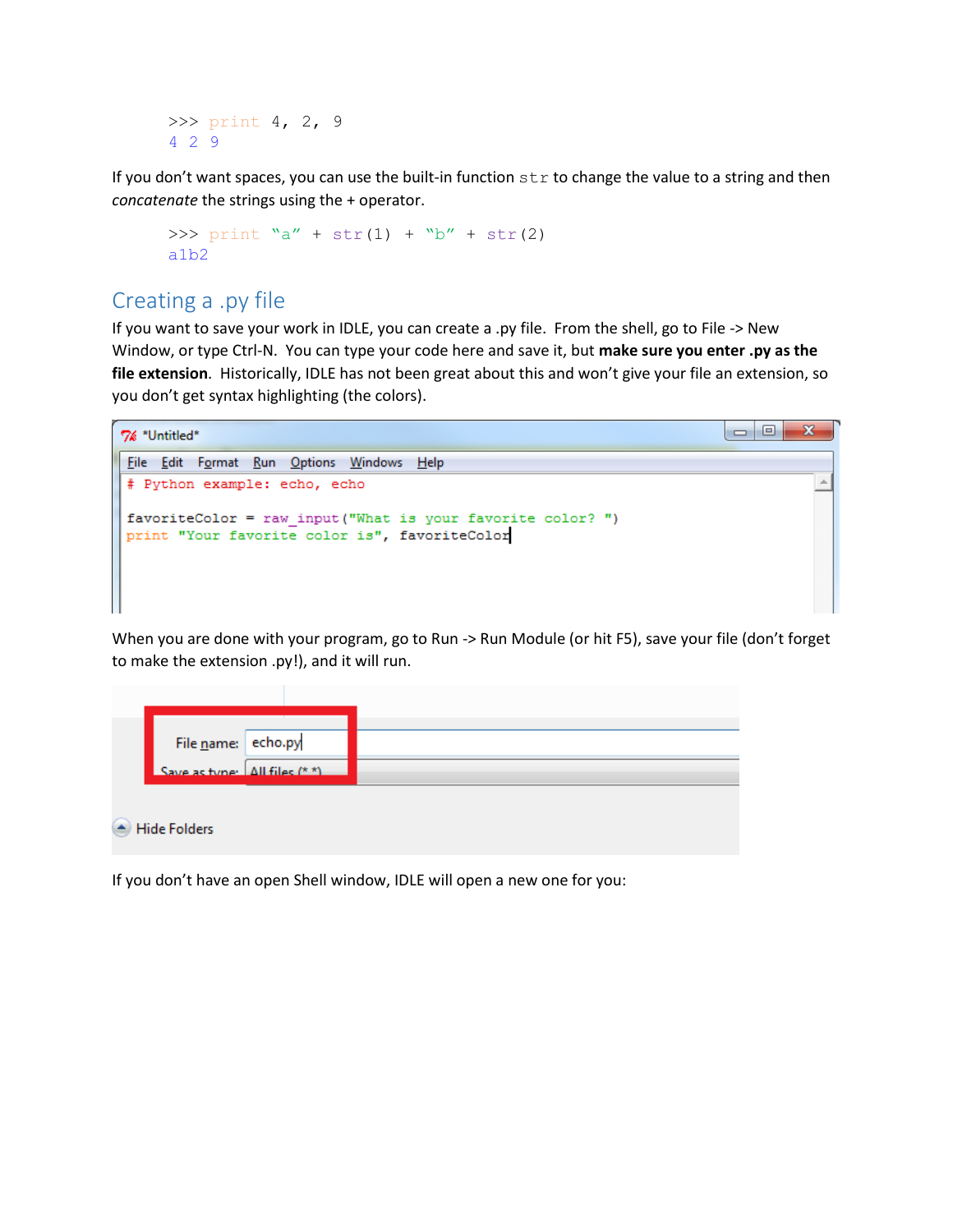```
>>> print 4, 2, 9
4 2 9
```

If you don't want spaces, you can use the built-in function `str` to change the value to a string and then *concatenate* the strings using the + operator.

```
>>> print "a" + str(1) + "b" + str(2)
a1b2
```

## Creating a .py file

If you want to save your work in IDLE, you can create a .py file. From the shell, go to File -> New Window, or type Ctrl-N. You can type your code here and save it, but **make sure you enter .py as the file extension**. Historically, IDLE has not been great about this and won't give your file an extension, so you don't get syntax highlighting (the colors).

```
# Python example: echo, echo

favoriteColor = raw_input("What is your favorite color? ")
print "Your favorite color is", favoriteColor
```

When you are done with your program, go to Run -> Run Module (or hit F5), save your file (don't forget to make the extension .py!), and it will run.

If you don't have an open Shell window, IDLE will open a new one for you: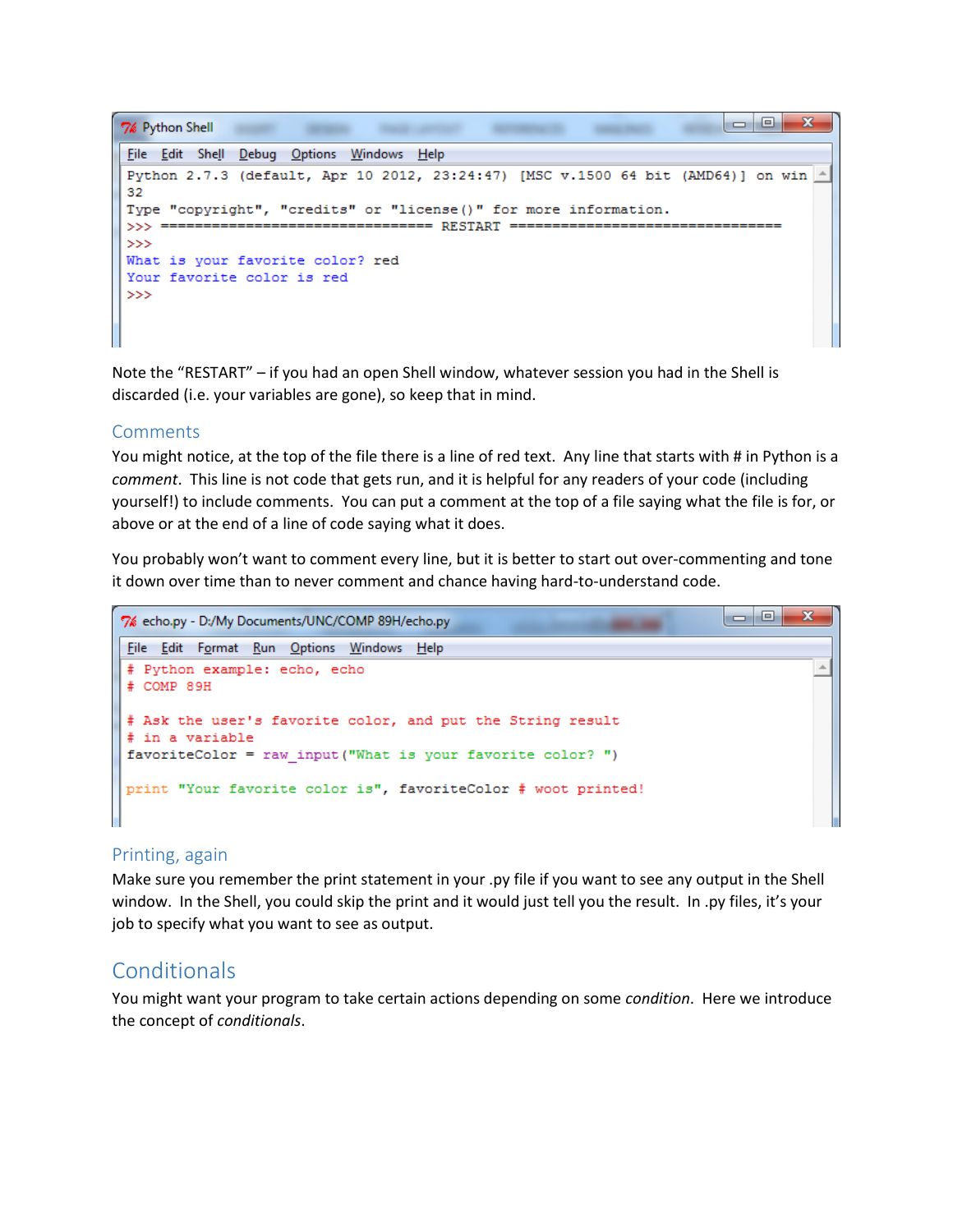```
Python 2.7.3 (default, Apr 10 2012, 23:24:47) [MSC v.1500 64 bit (AMD64)] on win
32
Type "copyright", "credits" or "license()" for more information.
>>> ================================ RESTART ================================
>>>
What is your favorite color? red
Your favorite color is red
>>>
```

Note the “RESTART” – if you had an open Shell window, whatever session you had in the Shell is discarded (i.e. your variables are gone), so keep that in mind.

## Comments

You might notice, at the top of the file there is a line of red text. Any line that starts with # in Python is a *comment*. This line is not code that gets run, and it is helpful for any readers of your code (including yourself!) to include comments. You can put a comment at the top of a file saying what the file is for, or above or at the end of a line of code saying what it does.

You probably won’t want to comment every line, but it is better to start out over-commenting and tone it down over time than to never comment and chance having hard-to-understand code.

```python
# Python example: echo, echo
# COMP 89H

# Ask the user's favorite color, and put the String result
# in a variable
favoriteColor = raw_input("What is your favorite color? ")

print "Your favorite color is", favoriteColor # woot printed!
```

## Printing, again

Make sure you remember the print statement in your .py file if you want to see any output in the Shell window. In the Shell, you could skip the print and it would just tell you the result. In .py files, it’s your job to specify what you want to see as output.

# Conditionals

You might want your program to take certain actions depending on some *condition*. Here we introduce the concept of *conditionals*.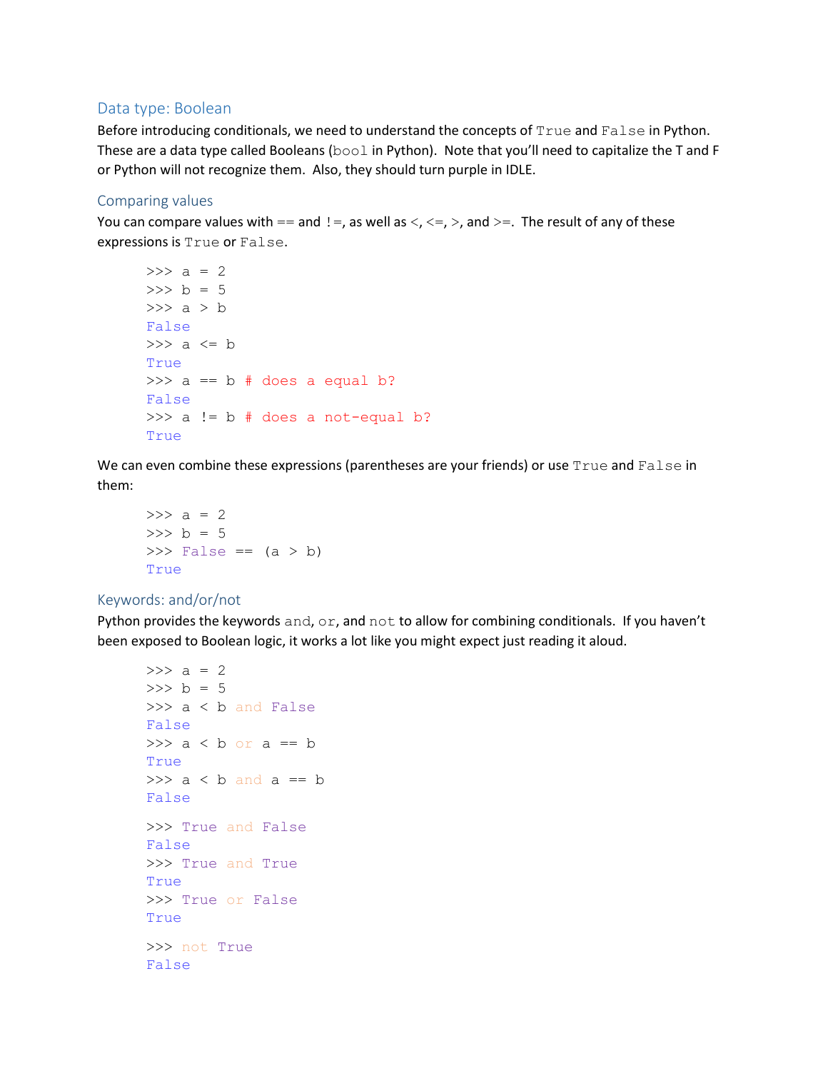## Data type: Boolean

Before introducing conditionals, we need to understand the concepts of `True` and `False` in Python. These are a data type called Booleans (`bool` in Python). Note that you'll need to capitalize the T and F or Python will not recognize them. Also, they should turn purple in IDLE.

### Comparing values

You can compare values with `==` and `!=`, as well as `<`, `<=`, `>`, and `>=`. The result of any of these expressions is `True` or `False`.

```
>>> a = 2
>>> b = 5
>>> a > b
False
>>> a <= b
True
>>> a == b # does a equal b?
False
>>> a != b # does a not-equal b?
True
```

We can even combine these expressions (parentheses are your friends) or use `True` and `False` in them:

```
>>> a = 2
>>> b = 5
>>> False == (a > b)
True
```

### Keywords: and/or/not

Python provides the keywords `and`, `or`, and `not` to allow for combining conditionals. If you haven't been exposed to Boolean logic, it works a lot like you might expect just reading it aloud.

```
>>> a = 2
>>> b = 5
>>> a < b and False
False
>>> a < b or a == b
True
>>> a < b and a == b
False

>>> True and False
False
>>> True and True
True
>>> True or False
True

>>> not True
False
```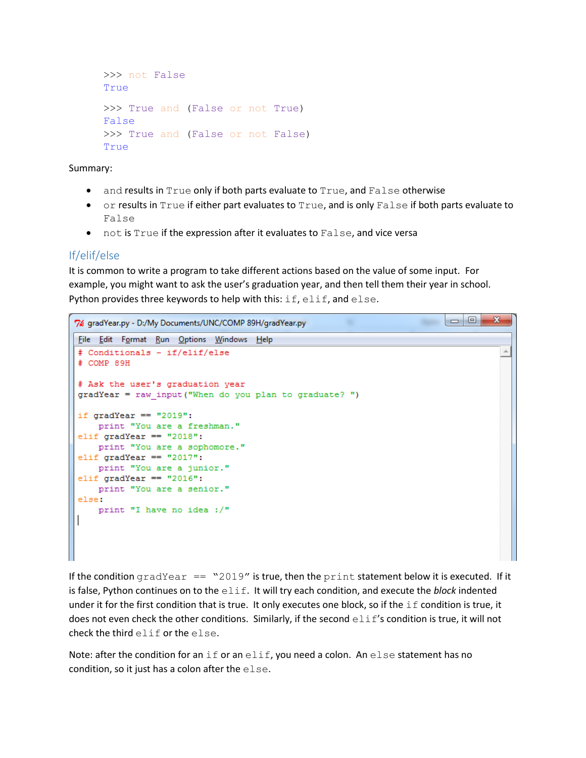```
>>> not False
True

>>> True and (False or not True)
False
>>> True and (False or not False)
True
```

Summary:

- `and` results in `True` only if both parts evaluate to `True`, and `False` otherwise
- `or` results in `True` if either part evaluates to `True`, and is only `False` if both parts evaluate to `False`
- `not` is `True` if the expression after it evaluates to `False`, and vice versa

## If/elif/else

It is common to write a program to take different actions based on the value of some input. For example, you might want to ask the user's graduation year, and then tell them their year in school. Python provides three keywords to help with this: `if`, `elif`, and `else`.

gradYear.py - D:/My Documents/UNC/COMP 89H/gradYear.py

```
# Conditionals - if/elif/else
# COMP 89H

# Ask the user's graduation year
gradYear = raw_input("When do you plan to graduate? ")

if gradYear == "2019":
    print "You are a freshman."
elif gradYear == "2018":
    print "You are a sophomore."
elif gradYear == "2017":
    print "You are a junior."
elif gradYear == "2016":
    print "You are a senior."
else:
    print "I have no idea :/"
```

If the condition `gradYear == "2019"` is true, then the `print` statement below it is executed. If it is false, Python continues on to the `elif`. It will try each condition, and execute the *block* indented under it for the first condition that is true. It only executes one block, so if the `if` condition is true, it does not even check the other conditions. Similarly, if the second `elif`'s condition is true, it will not check the third `elif` or the `else`.

Note: after the condition for an `if` or an `elif`, you need a colon. An `else` statement has no condition, so it just has a colon after the `else`.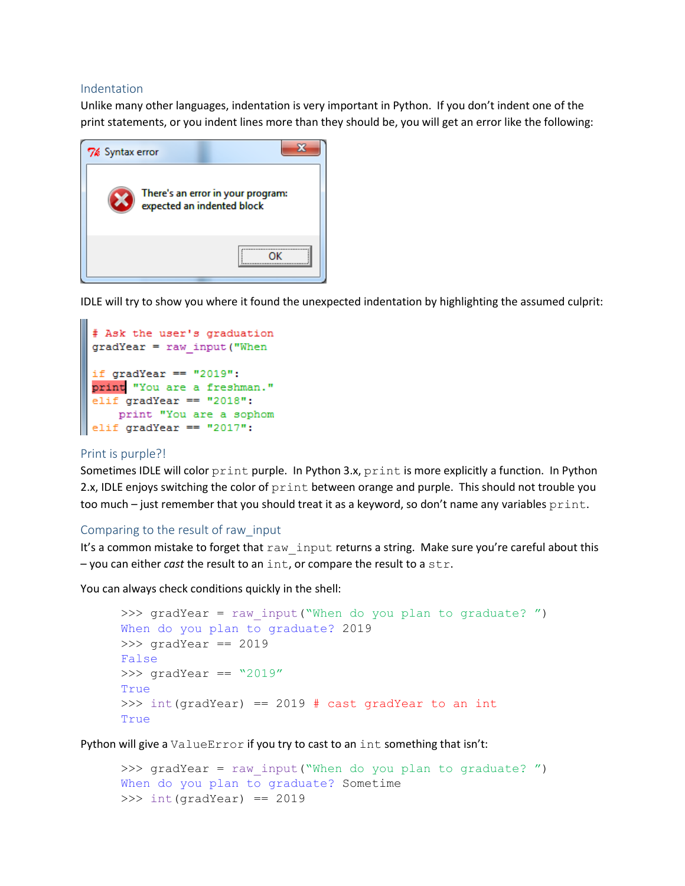## Indentation

Unlike many other languages, indentation is very important in Python. If you don't indent one of the print statements, or you indent lines more than they should be, you will get an error like the following:

```
Syntax error

There's an error in your program:
expected an indented block

OK
```

IDLE will try to show you where it found the unexpected indentation by highlighting the assumed culprit:

```
# Ask the user's graduation
gradYear = raw_input("When

if gradYear == "2019":
print "You are a freshman."
elif gradYear == "2018":
    print "You are a sophom
elif gradYear == "2017":
```

## Print is purple?!

Sometimes IDLE will color `print` purple. In Python 3.x, `print` is more explicitly a function. In Python 2.x, IDLE enjoys switching the color of `print` between orange and purple. This should not trouble you too much – just remember that you should treat it as a keyword, so don't name any variables `print`.

## Comparing to the result of raw_input

It's a common mistake to forget that `raw_input` returns a string. Make sure you're careful about this – you can either *cast* the result to an `int`, or compare the result to a `str`.

You can always check conditions quickly in the shell:

```
>>> gradYear = raw_input("When do you plan to graduate? ")
When do you plan to graduate? 2019
>>> gradYear == 2019
False
>>> gradYear == "2019"
True
>>> int(gradYear) == 2019 # cast gradYear to an int
True
```

Python will give a `ValueError` if you try to cast to an `int` something that isn't:

```
>>> gradYear = raw_input("When do you plan to graduate? ")
When do you plan to graduate? Sometime
>>> int(gradYear) == 2019
```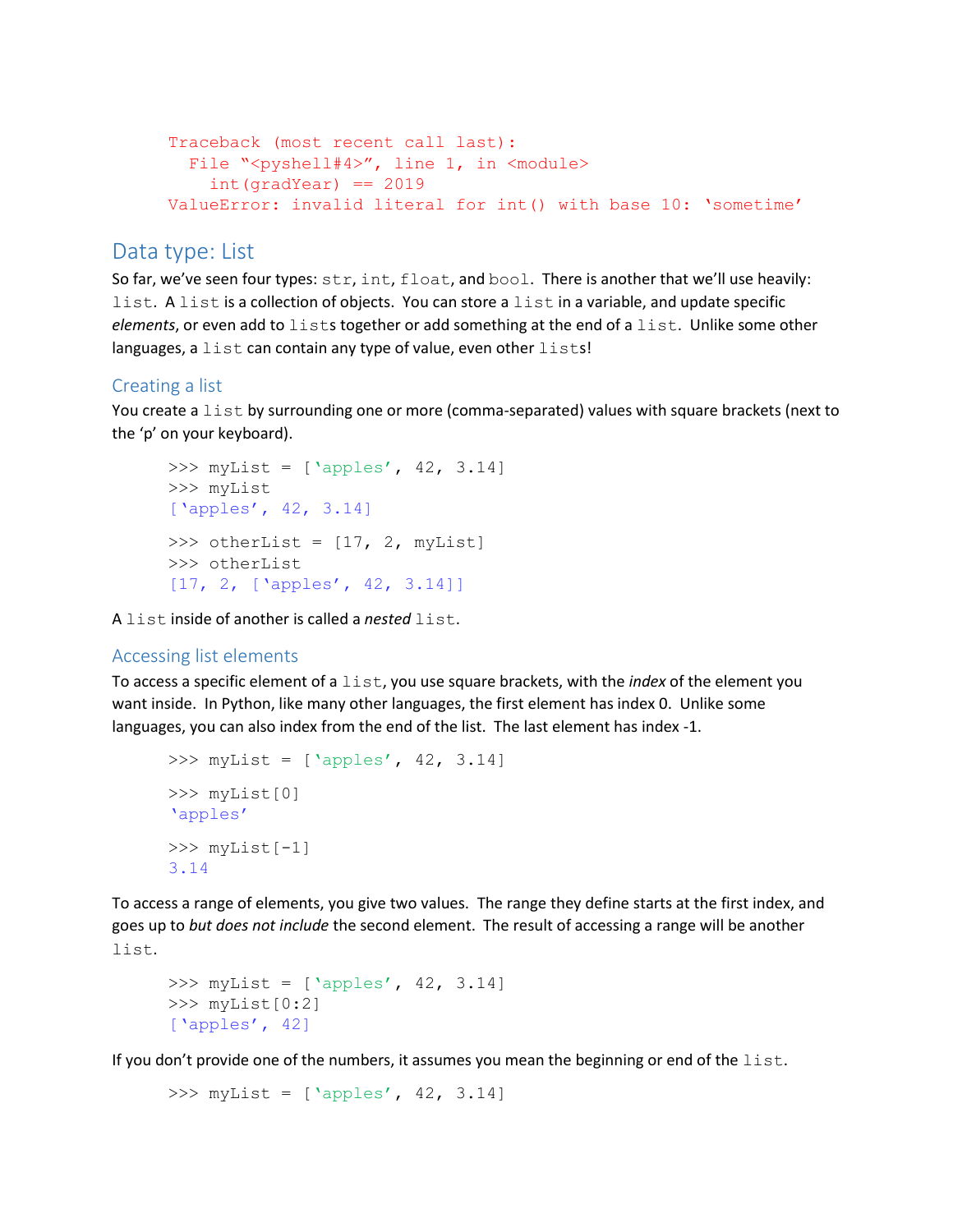```
Traceback (most recent call last):
  File "<pyshell#4>", line 1, in <module>
    int(gradYear) == 2019
ValueError: invalid literal for int() with base 10: 'sometime'
```

## Data type: List

So far, we've seen four types: `str`, `int`, `float`, and `bool`. There is another that we'll use heavily: `list`. A `list` is a collection of objects. You can store a `list` in a variable, and update specific *elements*, or even add to `list`s together or add something at the end of a `list`. Unlike some other languages, a `list` can contain any type of value, even other `list`s!

### Creating a list

You create a `list` by surrounding one or more (comma-separated) values with square brackets (next to the 'p' on your keyboard).

```
>>> myList = ['apples', 42, 3.14]
>>> myList
['apples', 42, 3.14]

>>> otherList = [17, 2, myList]
>>> otherList
[17, 2, ['apples', 42, 3.14]]
```

A `list` inside of another is called a *nested* `list`.

### Accessing list elements

To access a specific element of a `list`, you use square brackets, with the *index* of the element you want inside. In Python, like many other languages, the first element has index 0. Unlike some languages, you can also index from the end of the list. The last element has index -1.

```
>>> myList = ['apples', 42, 3.14]

>>> myList[0]
'apples'

>>> myList[-1]
3.14
```

To access a range of elements, you give two values. The range they define starts at the first index, and goes up to *but does not include* the second element. The result of accessing a range will be another `list`.

```
>>> myList = ['apples', 42, 3.14]
>>> myList[0:2]
['apples', 42]
```

If you don't provide one of the numbers, it assumes you mean the beginning or end of the `list`.

```
>>> myList = ['apples', 42, 3.14]
```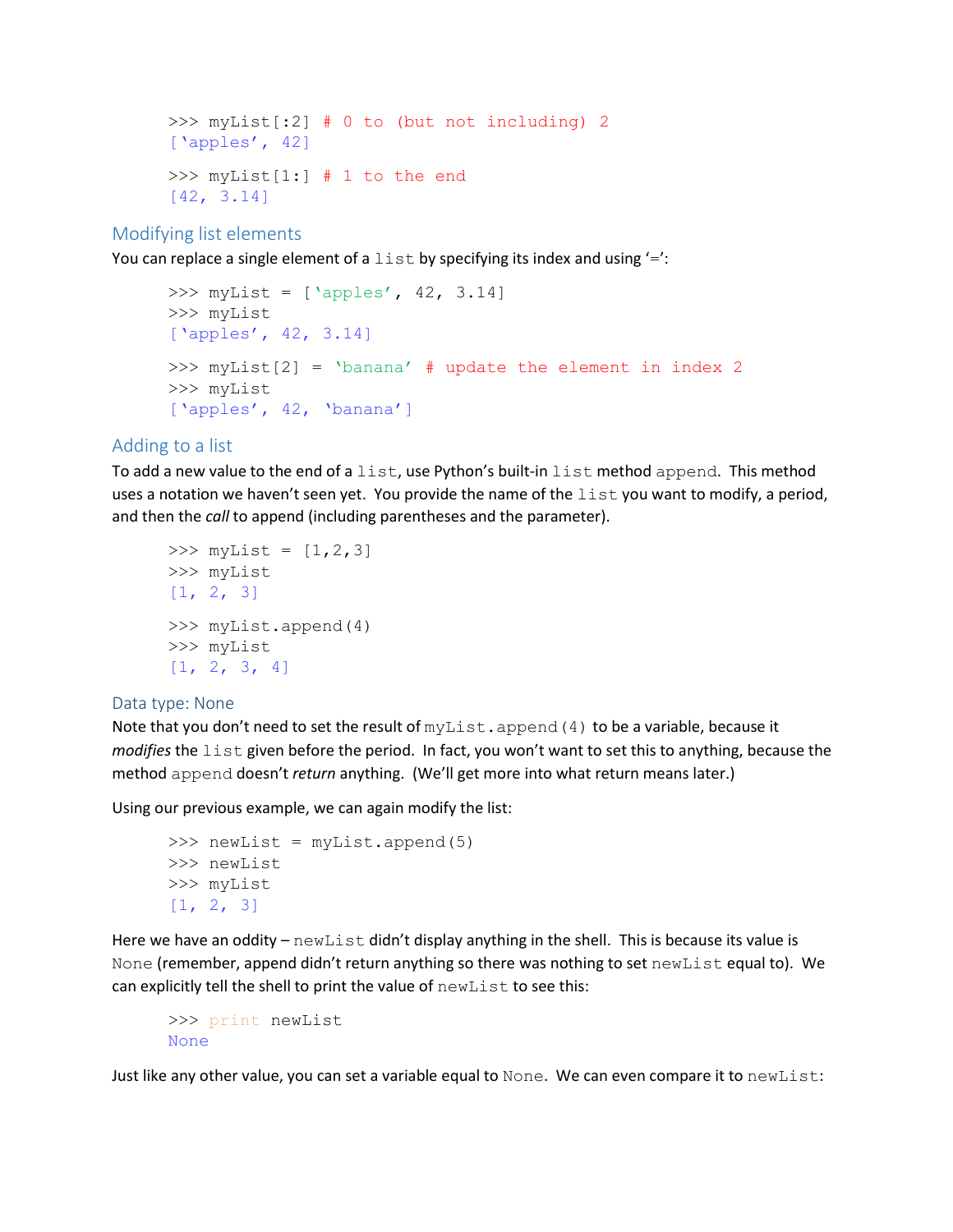```
>>> myList[:2] # 0 to (but not including) 2
['apples', 42]

>>> myList[1:] # 1 to the end
[42, 3.14]
```

## Modifying list elements

You can replace a single element of a `list` by specifying its index and using '=':

```
>>> myList = ['apples', 42, 3.14]
>>> myList
['apples', 42, 3.14]

>>> myList[2] = 'banana' # update the element in index 2
>>> myList
['apples', 42, 'banana']
```

## Adding to a list

To add a new value to the end of a `list`, use Python's built-in `list` method `append`. This method uses a notation we haven't seen yet. You provide the name of the `list` you want to modify, a period, and then the *call* to append (including parentheses and the parameter).

```
>>> myList = [1,2,3]
>>> myList
[1, 2, 3]

>>> myList.append(4)
>>> myList
[1, 2, 3, 4]
```

### Data type: None

Note that you don't need to set the result of `myList.append(4)` to be a variable, because it *modifies* the `list` given before the period. In fact, you won't want to set this to anything, because the method `append` doesn't *return* anything. (We'll get more into what return means later.)

Using our previous example, we can again modify the list:

```
>>> newList = myList.append(5)
>>> newList
>>> myList
[1, 2, 3]
```

Here we have an oddity – `newList` didn't display anything in the shell. This is because its value is `None` (remember, append didn't return anything so there was nothing to set `newList` equal to). We can explicitly tell the shell to print the value of `newList` to see this:

```
>>> print newList
None
```

Just like any other value, you can set a variable equal to `None`. We can even compare it to `newList`: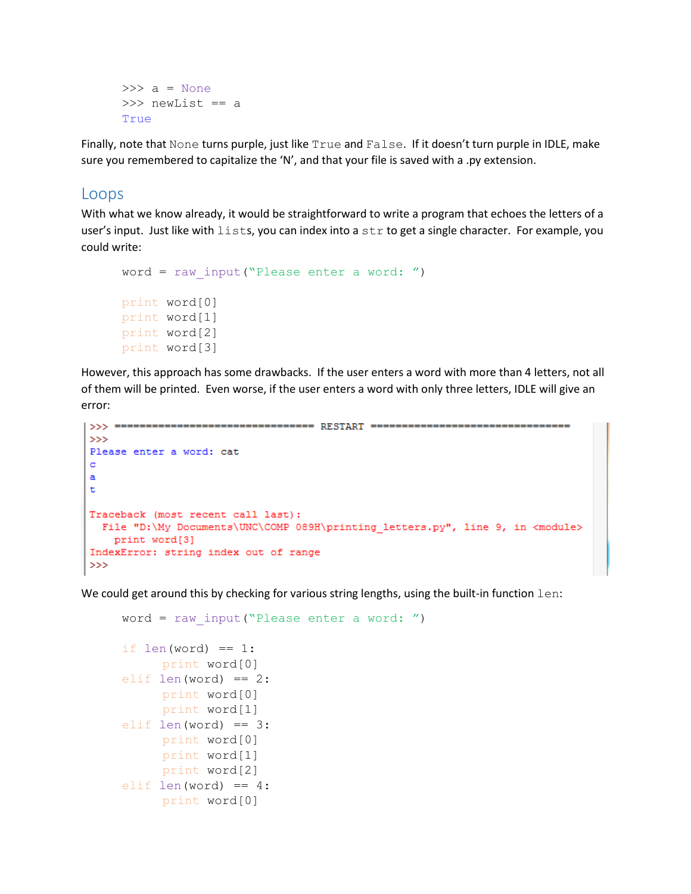```
>>> a = None
>>> newList == a
True
```

Finally, note that `None` turns purple, just like `True` and `False`. If it doesn't turn purple in IDLE, make sure you remembered to capitalize the 'N', and that your file is saved with a .py extension.

## Loops

With what we know already, it would be straightforward to write a program that echoes the letters of a user's input. Just like with `list`s, you can index into a `str` to get a single character. For example, you could write:

```
word = raw_input("Please enter a word: ")

print word[0]
print word[1]
print word[2]
print word[3]
```

However, this approach has some drawbacks. If the user enters a word with more than 4 letters, not all of them will be printed. Even worse, if the user enters a word with only three letters, IDLE will give an error:

```
>>> ================================ RESTART ================================
>>>
Please enter a word: cat
c
a
t

Traceback (most recent call last):
  File "D:\My Documents\UNC\COMP 089H\printing_letters.py", line 9, in <module>
    print word[3]
IndexError: string index out of range
>>>
```

We could get around this by checking for various string lengths, using the built-in function `len`:

```
word = raw_input("Please enter a word: ")

if len(word) == 1:
    print word[0]
elif len(word) == 2:
    print word[0]
    print word[1]
elif len(word) == 3:
    print word[0]
    print word[1]
    print word[2]
elif len(word) == 4:
    print word[0]
```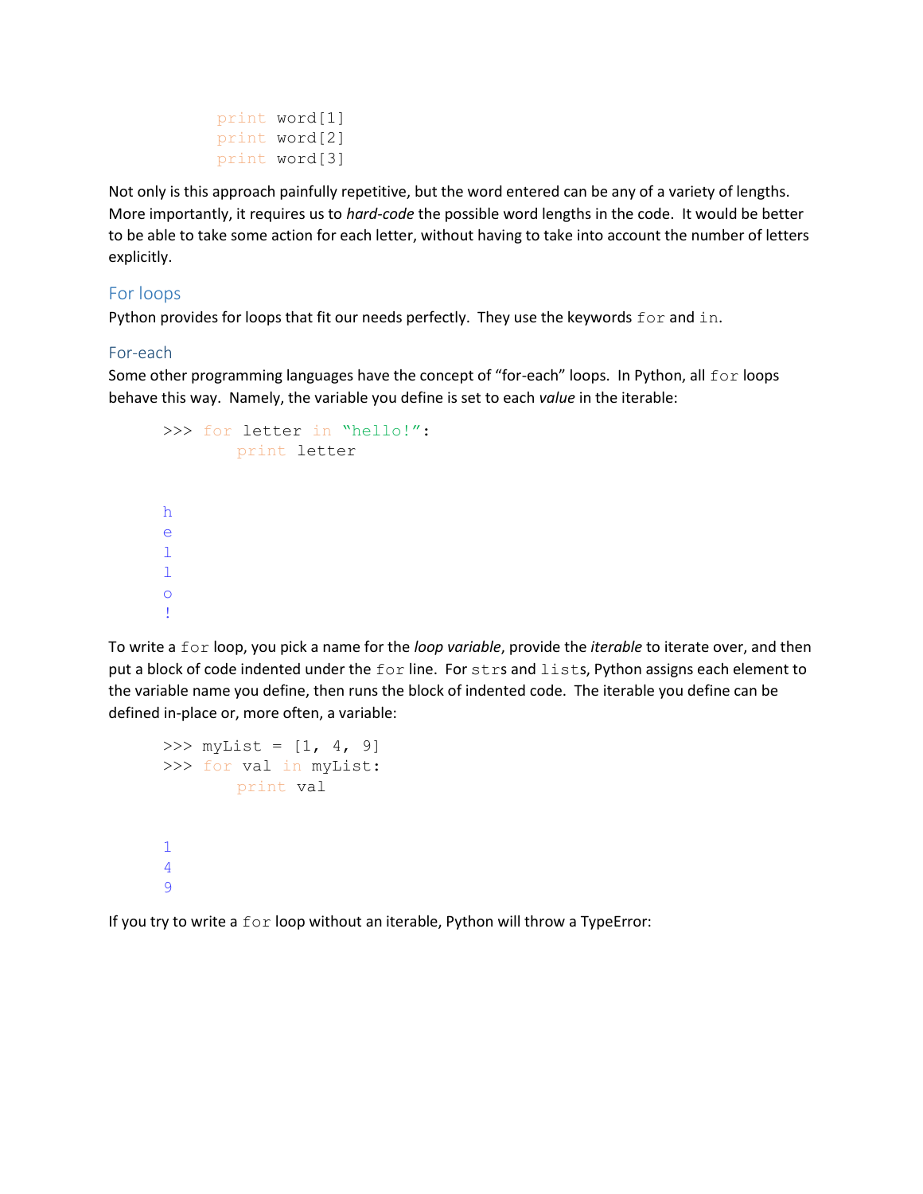```
print word[1]
print word[2]
print word[3]
```

Not only is this approach painfully repetitive, but the word entered can be any of a variety of lengths. More importantly, it requires us to *hard-code* the possible word lengths in the code. It would be better to be able to take some action for each letter, without having to take into account the number of letters explicitly.

## For loops

Python provides for loops that fit our needs perfectly. They use the keywords `for` and `in`.

### For-each

Some other programming languages have the concept of "for-each" loops. In Python, all `for` loops behave this way. Namely, the variable you define is set to each *value* in the iterable:

```
>>> for letter in "hello!":
        print letter


h
e
l
l
o
!
```

To write a `for` loop, you pick a name for the *loop variable*, provide the *iterable* to iterate over, and then put a block of code indented under the `for` line. For `str`s and `list`s, Python assigns each element to the variable name you define, then runs the block of indented code. The iterable you define can be defined in-place or, more often, a variable:

```
>>> myList = [1, 4, 9]
>>> for val in myList:
        print val


1
4
9
```

If you try to write a `for` loop without an iterable, Python will throw a TypeError: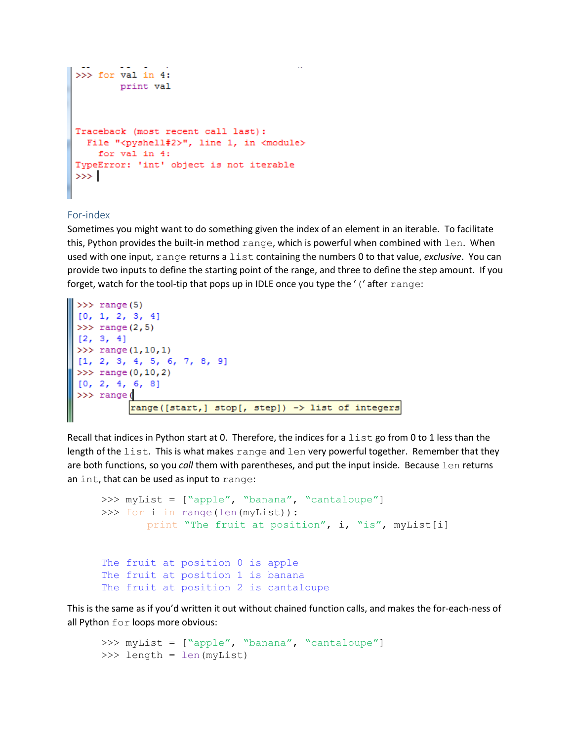```
>>> for val in 4:
        print val



Traceback (most recent call last):
  File "<pyshell#2>", line 1, in <module>
    for val in 4:
TypeError: 'int' object is not iterable
>>> 
```

### For-index

Sometimes you might want to do something given the index of an element in an iterable. To facilitate this, Python provides the built-in method `range`, which is powerful when combined with `len`. When used with one input, `range` returns a `list` containing the numbers 0 to that value, *exclusive*. You can provide two inputs to define the starting point of the range, and three to define the step amount. If you forget, watch for the tool-tip that pops up in IDLE once you type the '(' after `range`:

```
>>> range(5)
[0, 1, 2, 3, 4]
>>> range(2,5)
[2, 3, 4]
>>> range(1,10,1)
[1, 2, 3, 4, 5, 6, 7, 8, 9]
>>> range(0,10,2)
[0, 2, 4, 6, 8]
>>> range(
         range([start,] stop[, step]) -> list of integers
```

Recall that indices in Python start at 0. Therefore, the indices for a `list` go from 0 to 1 less than the length of the `list`. This is what makes `range` and `len` very powerful together. Remember that they are both functions, so you *call* them with parentheses, and put the input inside. Because `len` returns an `int`, that can be used as input to `range`:

```
>>> myList = ["apple", "banana", "cantaloupe"]
>>> for i in range(len(myList)):
        print "The fruit at position", i, "is", myList[i]


The fruit at position 0 is apple
The fruit at position 1 is banana
The fruit at position 2 is cantaloupe
```

This is the same as if you'd written it out without chained function calls, and makes the for-each-ness of all Python `for` loops more obvious:

```
>>> myList = ["apple", "banana", "cantaloupe"]
>>> length = len(myList)
```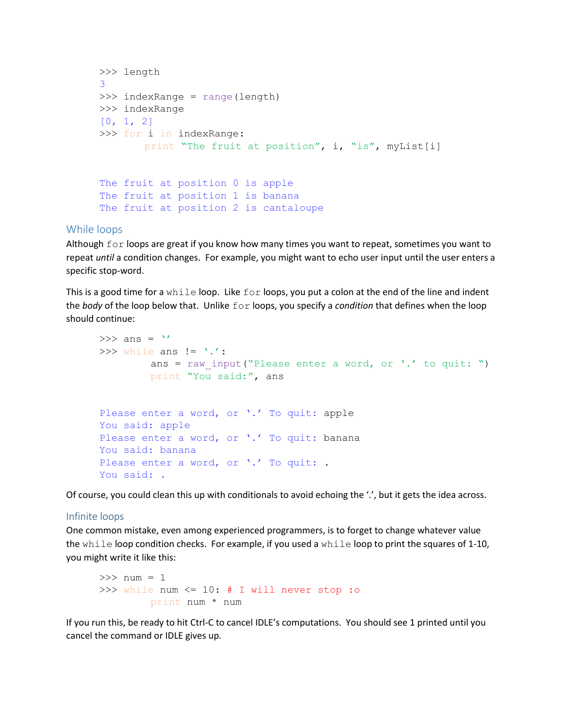```
>>> length
3
>>> indexRange = range(length)
>>> indexRange
[0, 1, 2]
>>> for i in indexRange:
        print "The fruit at position", i, "is", myList[i]


The fruit at position 0 is apple
The fruit at position 1 is banana
The fruit at position 2 is cantaloupe
```

## While loops

Although `for` loops are great if you know how many times you want to repeat, sometimes you want to repeat *until* a condition changes. For example, you might want to echo user input until the user enters a specific stop-word.

This is a good time for a `while` loop. Like `for` loops, you put a colon at the end of the line and indent the *body* of the loop below that. Unlike `for` loops, you specify a *condition* that defines when the loop should continue:

```
>>> ans = ''
>>> while ans != '.':
        ans = raw_input("Please enter a word, or '.' to quit: ")
        print "You said:", ans


Please enter a word, or '.' To quit: apple
You said: apple
Please enter a word, or '.' To quit: banana
You said: banana
Please enter a word, or '.' To quit: .
You said: .
```

Of course, you could clean this up with conditionals to avoid echoing the '.', but it gets the idea across.

### Infinite loops

One common mistake, even among experienced programmers, is to forget to change whatever value the `while` loop condition checks. For example, if you used a `while` loop to print the squares of 1-10, you might write it like this:

```
>>> num = 1
>>> while num <= 10: # I will never stop :o
        print num * num
```

If you run this, be ready to hit Ctrl-C to cancel IDLE's computations. You should see 1 printed until you cancel the command or IDLE gives up.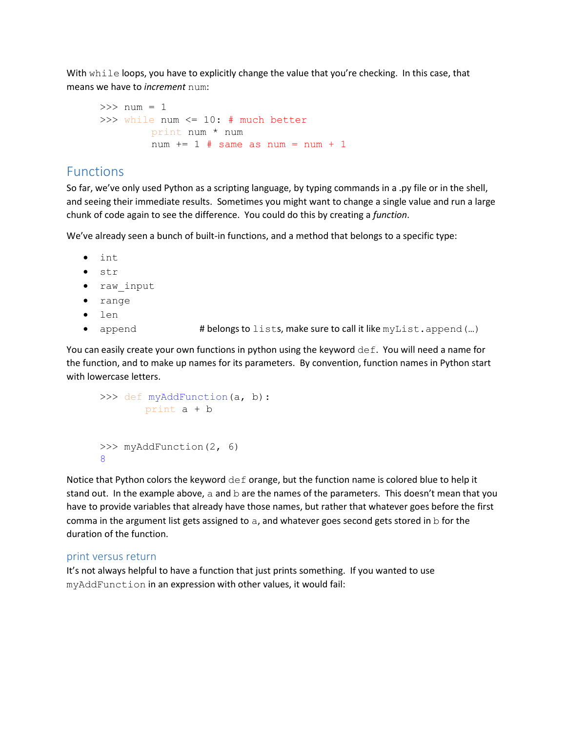With `while` loops, you have to explicitly change the value that you're checking. In this case, that means we have to *increment* `num`:

```
>>> num = 1
>>> while num <= 10: # much better
        print num * num
        num += 1 # same as num = num + 1
```

## Functions

So far, we've only used Python as a scripting language, by typing commands in a .py file or in the shell, and seeing their immediate results. Sometimes you might want to change a single value and run a large chunk of code again to see the difference. You could do this by creating a *function*.

We've already seen a bunch of built-in functions, and a method that belongs to a specific type:

- `int`
- `str`
- `raw_input`
- `range`
- `len`
- `append` # belongs to `lists`, make sure to call it like `myList.append(…)`

You can easily create your own functions in python using the keyword `def`. You will need a name for the function, and to make up names for its parameters. By convention, function names in Python start with lowercase letters.

```
>>> def myAddFunction(a, b):
        print a + b


>>> myAddFunction(2, 6)
8
```

Notice that Python colors the keyword `def` orange, but the function name is colored blue to help it stand out. In the example above, `a` and `b` are the names of the parameters. This doesn't mean that you have to provide variables that already have those names, but rather that whatever goes before the first comma in the argument list gets assigned to `a`, and whatever goes second gets stored in `b` for the duration of the function.

### print versus return

It's not always helpful to have a function that just prints something. If you wanted to use `myAddFunction` in an expression with other values, it would fail: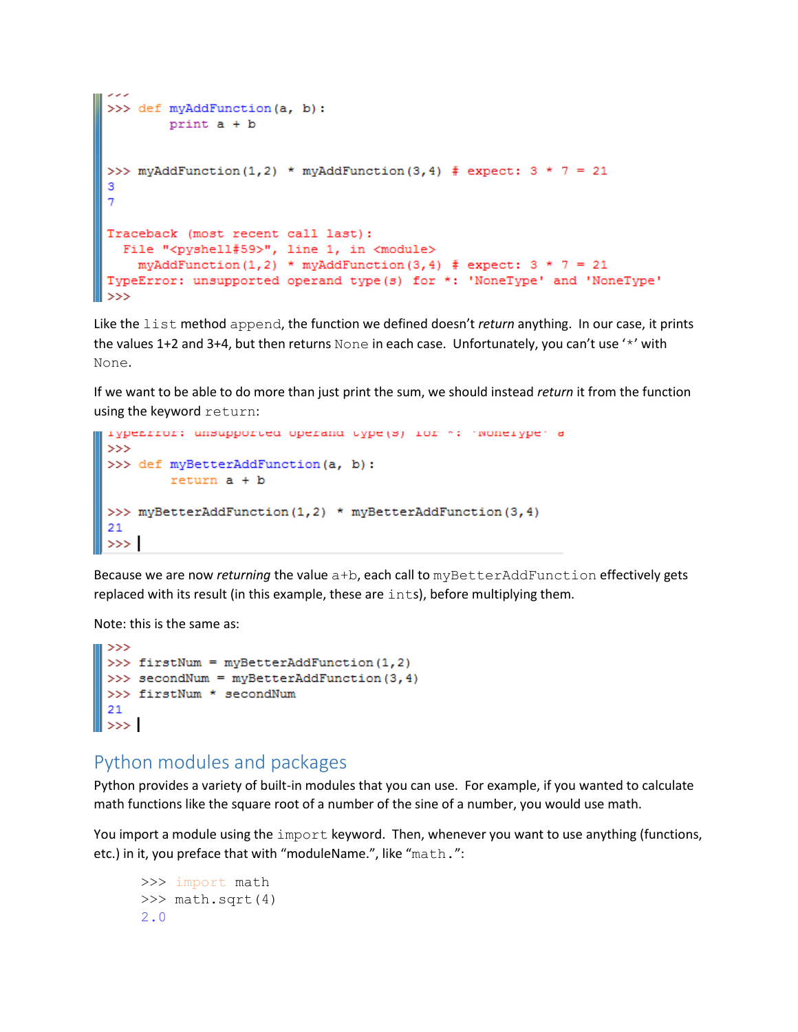```
>>> def myAddFunction(a, b):
        print a + b


>>> myAddFunction(1,2) * myAddFunction(3,4) # expect: 3 * 7 = 21
3
7

Traceback (most recent call last):
  File "<pyshell#59>", line 1, in <module>
    myAddFunction(1,2) * myAddFunction(3,4) # expect: 3 * 7 = 21
TypeError: unsupported operand type(s) for *: 'NoneType' and 'NoneType'
>>>
```

Like the `list` method `append`, the function we defined doesn't *return* anything. In our case, it prints the values 1+2 and 3+4, but then returns `None` in each case. Unfortunately, you can't use '`*`' with `None`.

If we want to be able to do more than just print the sum, we should instead *return* it from the function using the keyword `return`:

```
>>>
>>> def myBetterAddFunction(a, b):
        return a + b

>>> myBetterAddFunction(1,2) * myBetterAddFunction(3,4)
21
>>>
```

Because we are now *returning* the value `a+b`, each call to `myBetterAddFunction` effectively gets replaced with its result (in this example, these are `int`s), before multiplying them.

Note: this is the same as:

```
>>>
>>> firstNum = myBetterAddFunction(1,2)
>>> secondNum = myBetterAddFunction(3,4)
>>> firstNum * secondNum
21
>>>
```

## Python modules and packages

Python provides a variety of built-in modules that you can use. For example, if you wanted to calculate math functions like the square root of a number of the sine of a number, you would use math.

You import a module using the `import` keyword. Then, whenever you want to use anything (functions, etc.) in it, you preface that with "moduleName.", like "`math.`":

```
>>> import math
>>> math.sqrt(4)
2.0
```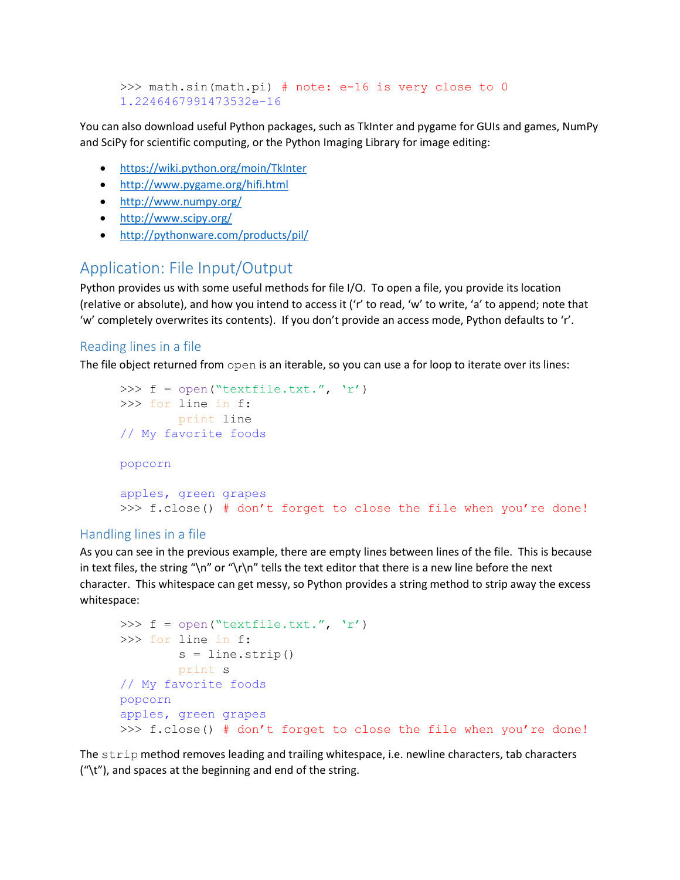```
>>> math.sin(math.pi) # note: e-16 is very close to 0
1.2246467991473532e-16
```

You can also download useful Python packages, such as TkInter and pygame for GUIs and games, NumPy and SciPy for scientific computing, or the Python Imaging Library for image editing:

- https://wiki.python.org/moin/TkInter
- http://www.pygame.org/hifi.html
- http://www.numpy.org/
- http://www.scipy.org/
- http://pythonware.com/products/pil/

## Application: File Input/Output

Python provides us with some useful methods for file I/O. To open a file, you provide its location (relative or absolute), and how you intend to access it ('r' to read, 'w' to write, 'a' to append; note that 'w' completely overwrites its contents). If you don't provide an access mode, Python defaults to 'r'.

### Reading lines in a file

The file object returned from `open` is an iterable, so you can use a for loop to iterate over its lines:

```
>>> f = open("textfile.txt.", 'r')
>>> for line in f:
        print line
// My favorite foods

popcorn

apples, green grapes
>>> f.close() # don't forget to close the file when you're done!
```

### Handling lines in a file

As you can see in the previous example, there are empty lines between lines of the file. This is because in text files, the string "\n" or "\r\n" tells the text editor that there is a new line before the next character. This whitespace can get messy, so Python provides a string method to strip away the excess whitespace:

```
>>> f = open("textfile.txt.", 'r')
>>> for line in f:
        s = line.strip()
        print s
// My favorite foods
popcorn
apples, green grapes
>>> f.close() # don't forget to close the file when you're done!
```

The `strip` method removes leading and trailing whitespace, i.e. newline characters, tab characters ("\t"), and spaces at the beginning and end of the string.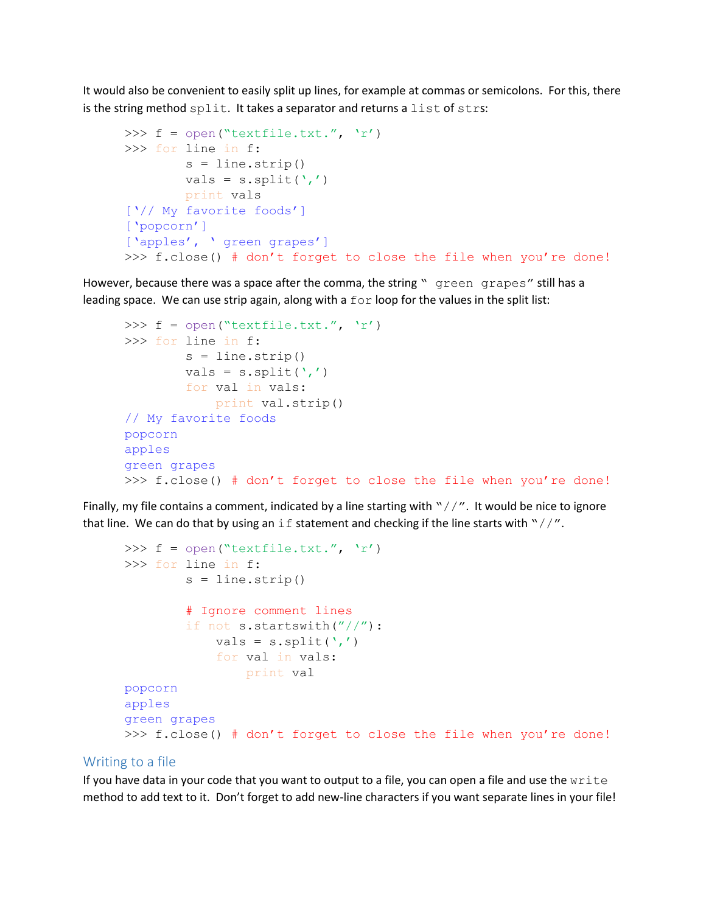It would also be convenient to easily split up lines, for example at commas or semicolons. For this, there is the string method `split`. It takes a separator and returns a `list` of `str`s:

```
>>> f = open("textfile.txt.", 'r')
>>> for line in f:
        s = line.strip()
        vals = s.split(',')
        print vals
['// My favorite foods']
['popcorn']
['apples', ' green grapes']
>>> f.close() # don't forget to close the file when you're done!
```

However, because there was a space after the comma, the string " green grapes" still has a leading space. We can use strip again, along with a `for` loop for the values in the split list:

```
>>> f = open("textfile.txt.", 'r')
>>> for line in f:
        s = line.strip()
        vals = s.split(',')
        for val in vals:
            print val.strip()
// My favorite foods
popcorn
apples
green grapes
>>> f.close() # don't forget to close the file when you're done!
```

Finally, my file contains a comment, indicated by a line starting with "//". It would be nice to ignore that line. We can do that by using an `if` statement and checking if the line starts with "//".

```
>>> f = open("textfile.txt.", 'r')
>>> for line in f:
        s = line.strip()

        # Ignore comment lines
        if not s.startswith("//"):
            vals = s.split(',')
            for val in vals:
                print val
popcorn
apples
green grapes
>>> f.close() # don't forget to close the file when you're done!
```

## Writing to a file

If you have data in your code that you want to output to a file, you can open a file and use the `write` method to add text to it. Don't forget to add new-line characters if you want separate lines in your file!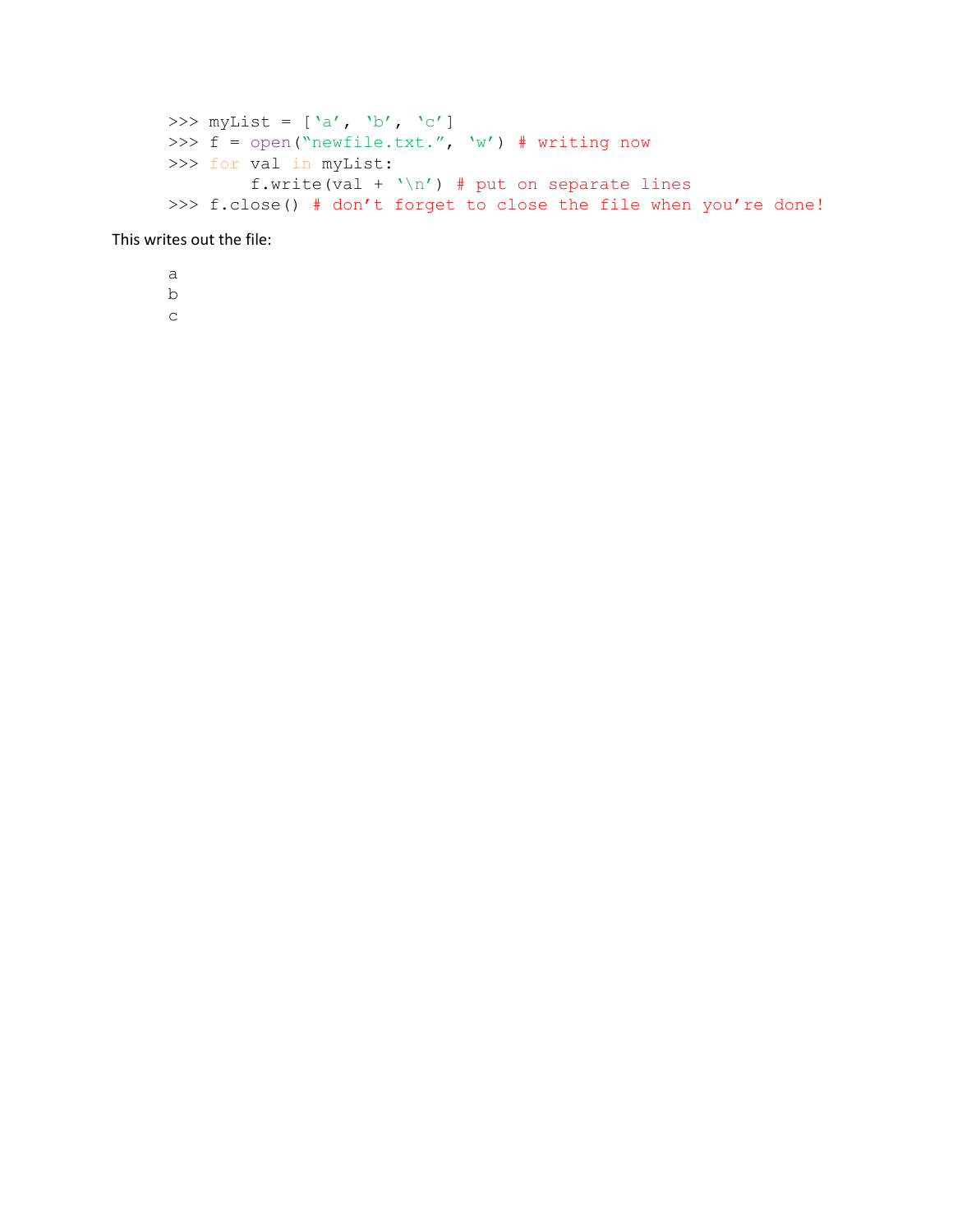```
>>> myList = ['a', 'b', 'c']
>>> f = open("newfile.txt.", 'w') # writing now
>>> for val in myList:
        f.write(val + '\n') # put on separate lines
>>> f.close() # don't forget to close the file when you're done!
```

This writes out the file:

```
a
b
c
```